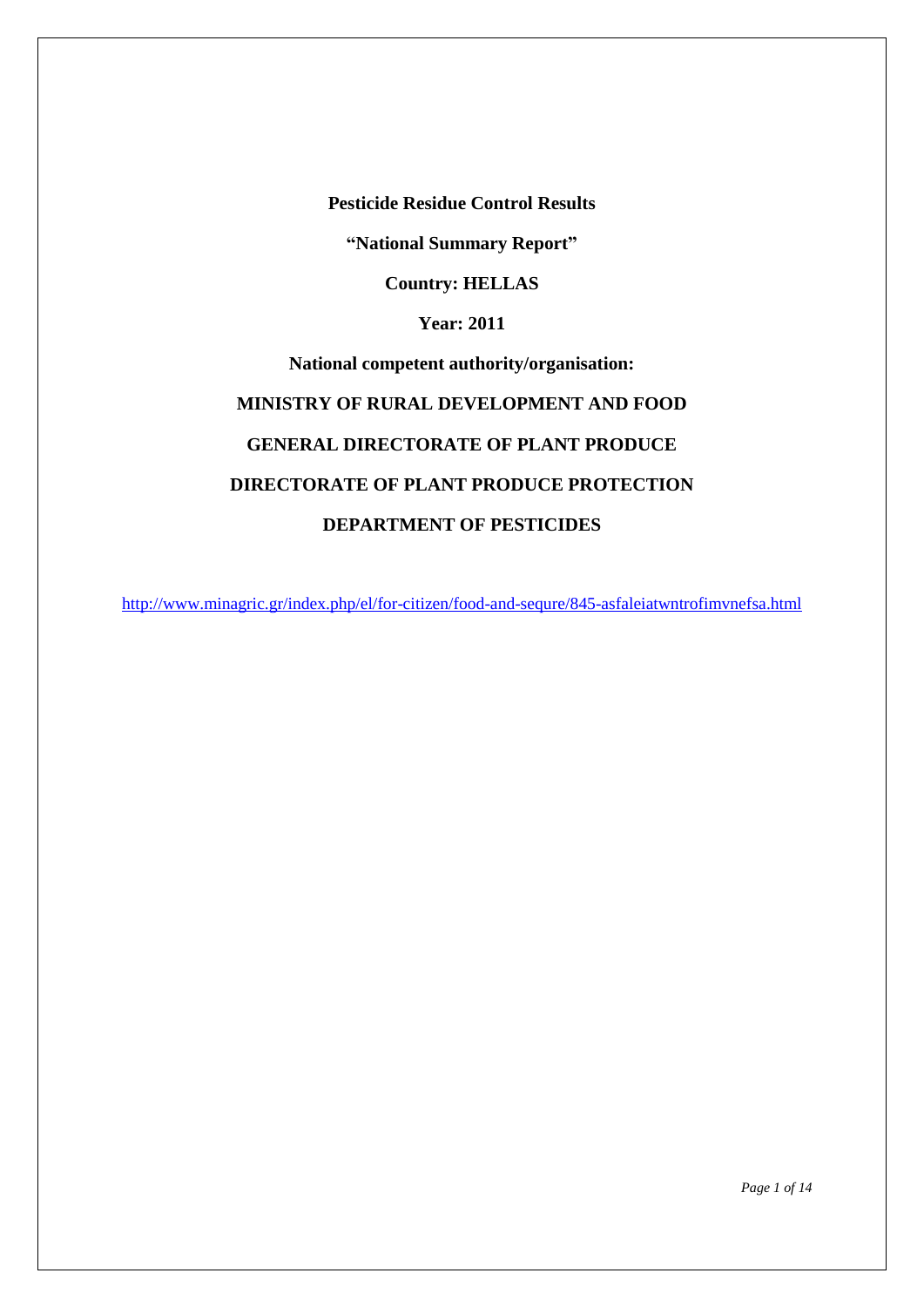# Pesticide Residue Control Results

**"National Summary Report"**

**Country: HELLAS**

**Year: 2011**

**National competent authority/organisation:**

**MINISTRY OF RURAL DEVELOPMENT AND FOOD**

**GENERAL DIRECTORATE OF PLANT PRODUCE**

**DIRECTORATE OF PLANT PRODUCE PROTECTION**

**DEPARTMENT OF PESTICIDES**

http://www.minagric.gr/index.php/el/for-citizen/food-and-sequre/845-asfaleiatwntrofimvnefsa.html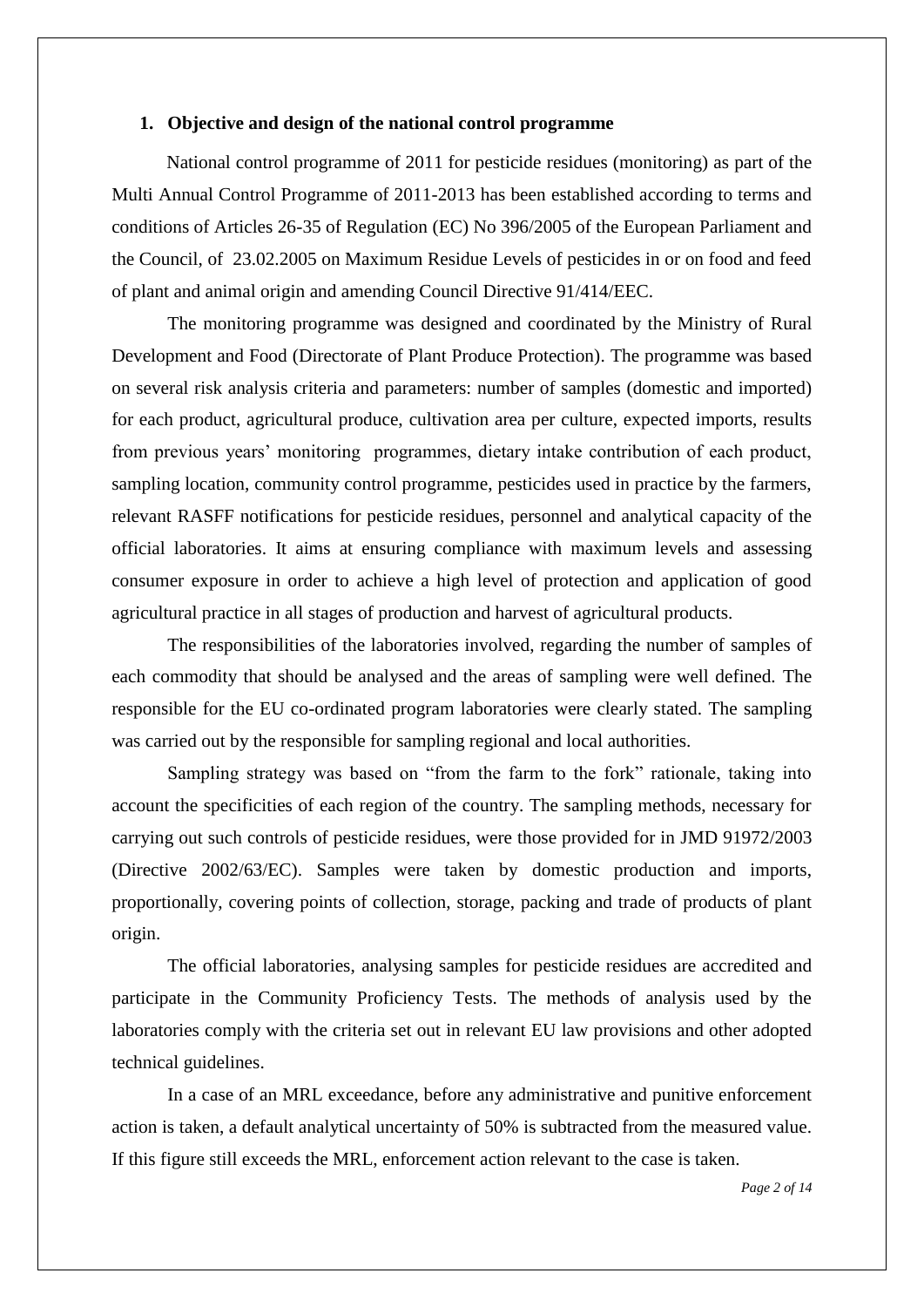## 1. Objective and design of the national control programme

National control programme of 2011 for pesticide residues (monitoring) as part of the Multi Annual Control Programme of 2011-2013 has been established according to terms and conditions of Articles 26-35 of Regulation (EC) No 396/2005 of the European Parliament and the Council, of 23.02.2005 on Maximum Residue Levels of pesticides in or on food and feed of plant and animal origin and amending Council Directive 91/414/EEC.

The monitoring programme was designed and coordinated by the Ministry of Rural Development and Food (Directorate of Plant Produce Protection). The programme was based on several risk analysis criteria and parameters: number of samples (domestic and imported) for each product, agricultural produce, cultivation area per culture, expected imports, results from previous years' monitoring programmes, dietary intake contribution of each product, sampling location, community control programme, pesticides used in practice by the farmers, relevant RASFF notifications for pesticide residues, personnel and analytical capacity of the official laboratories. It aims at ensuring compliance with maximum levels and assessing consumer exposure in order to achieve a high level of protection and application of good agricultural practice in all stages of production and harvest of agricultural products.

The responsibilities of the laboratories involved, regarding the number of samples of each commodity that should be analysed and the areas of sampling were well defined. The responsible for the EU co-ordinated program laboratories were clearly stated. The sampling was carried out by the responsible for sampling regional and local authorities.

Sampling strategy was based on "from the farm to the fork" rationale, taking into account the specificities of each region of the country. The sampling methods, necessary for carrying out such controls of pesticide residues, were those provided for in JMD 91972/2003 (Directive 2002/63/EC). Samples were taken by domestic production and imports, proportionally, covering points of collection, storage, packing and trade of products of plant origin.

The official laboratories, analysing samples for pesticide residues are accredited and participate in the Community Proficiency Tests. The methods of analysis used by the laboratories comply with the criteria set out in relevant EU law provisions and other adopted technical guidelines.

In a case of an MRL exceedance, before any administrative and punitive enforcement action is taken, a default analytical uncertainty of 50% is subtracted from the measured value. If this figure still exceeds the MRL, enforcement action relevant to the case is taken.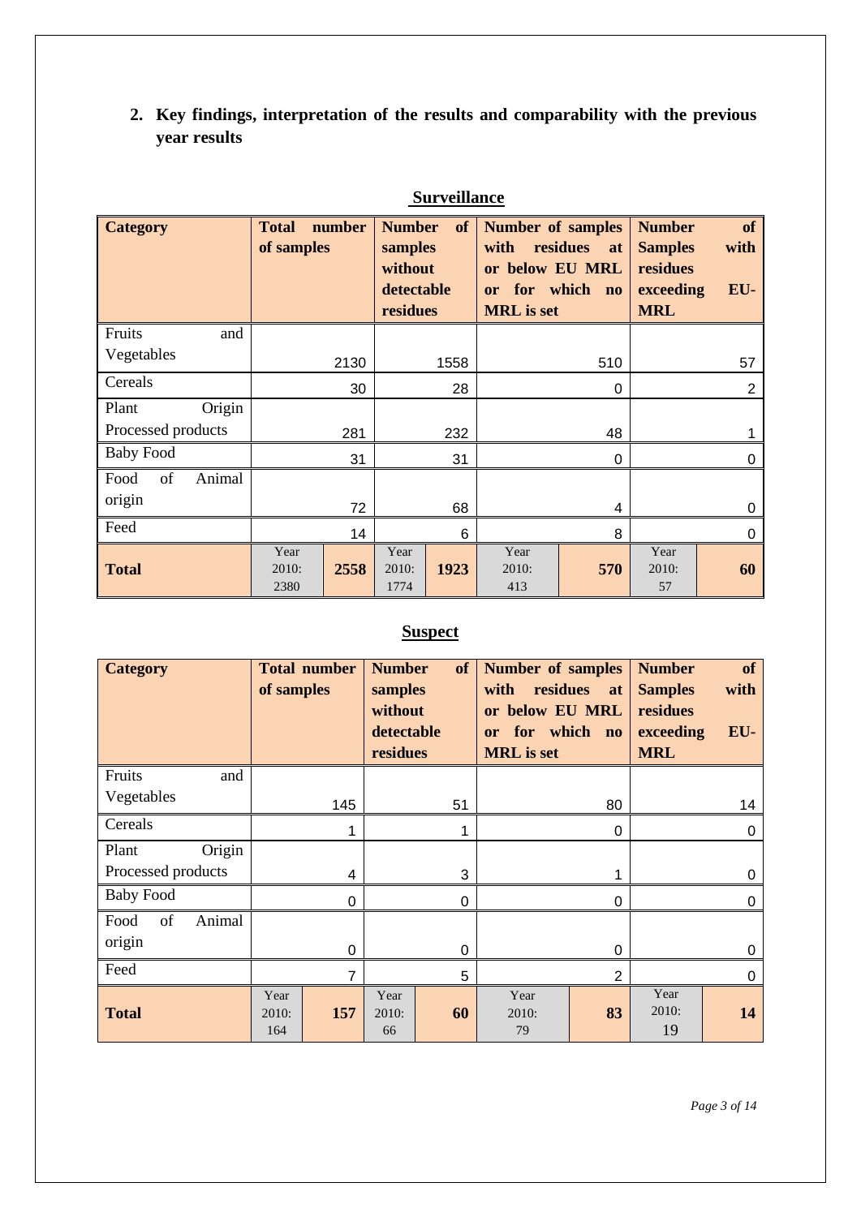## 2. Key findings, interpretation of the results and comparability with the previous year results

**Surveillance**

| Category | Total number of samples | | Number of samples without detectable residues | | Number of samples with residues at or below EU MRL or for which no MRL is set | | Number of Samples with residues exceeding EU-MRL | |
|---|---|---|---|---|---|---|---|---|
| Fruits and Vegetables | | 2130 | | 1558 | | 510 | | 57 |
| Cereals | | 30 | | 28 | | 0 | | 2 |
| Plant Origin Processed products | | 281 | | 232 | | 48 | | 1 |
| Baby Food | | 31 | | 31 | | 0 | | 0 |
| Food of Animal origin | | 72 | | 68 | | 4 | | 0 |
| Feed | | 14 | | 6 | | 8 | | 0 |
| **Total** | Year 2010: 2380 | **2558** | Year 2010: 1774 | **1923** | Year 2010: 413 | **570** | Year 2010: 57 | **60** |

**Suspect**

| Category | Total number of samples | | Number of samples without detectable residues | | Number of samples with residues at or below EU MRL or for which no MRL is set | | Number of Samples with residues exceeding EU-MRL | |
|---|---|---|---|---|---|---|---|---|
| Fruits and Vegetables | | 145 | | 51 | | 80 | | 14 |
| Cereals | | 1 | | 1 | | 0 | | 0 |
| Plant Origin Processed products | | 4 | | 3 | | 1 | | 0 |
| Baby Food | | 0 | | 0 | | 0 | | 0 |
| Food of Animal origin | | 0 | | 0 | | 0 | | 0 |
| Feed | | 7 | | 5 | | 2 | | 0 |
| **Total** | Year 2010: 164 | **157** | Year 2010: 66 | **60** | Year 2010: 79 | **83** | Year 2010: 19 | **14** |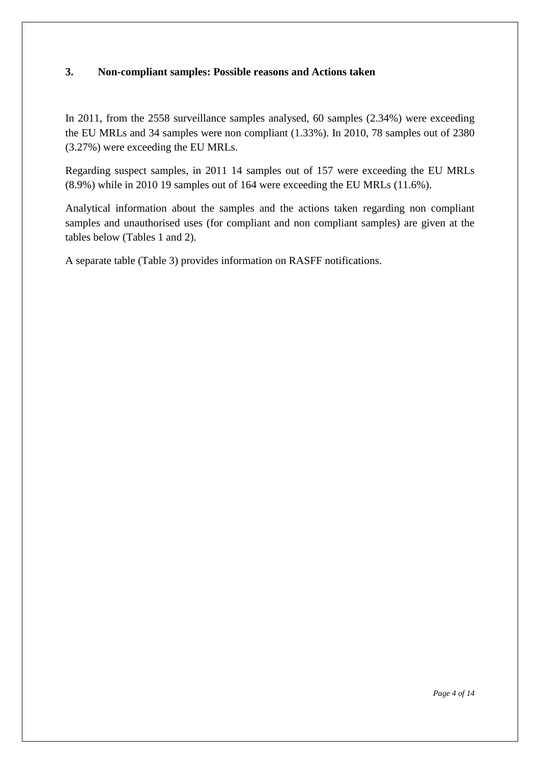## 3. Non-compliant samples: Possible reasons and Actions taken

In 2011, from the 2558 surveillance samples analysed, 60 samples (2.34%) were exceeding the EU MRLs and 34 samples were non compliant (1.33%). In 2010, 78 samples out of 2380 (3.27%) were exceeding the EU MRLs.

Regarding suspect samples, in 2011 14 samples out of 157 were exceeding the EU MRLs (8.9%) while in 2010 19 samples out of 164 were exceeding the EU MRLs (11.6%).

Analytical information about the samples and the actions taken regarding non compliant samples and unauthorised uses (for compliant and non compliant samples) are given at the tables below (Tables 1 and 2).

A separate table (Table 3) provides information on RASFF notifications.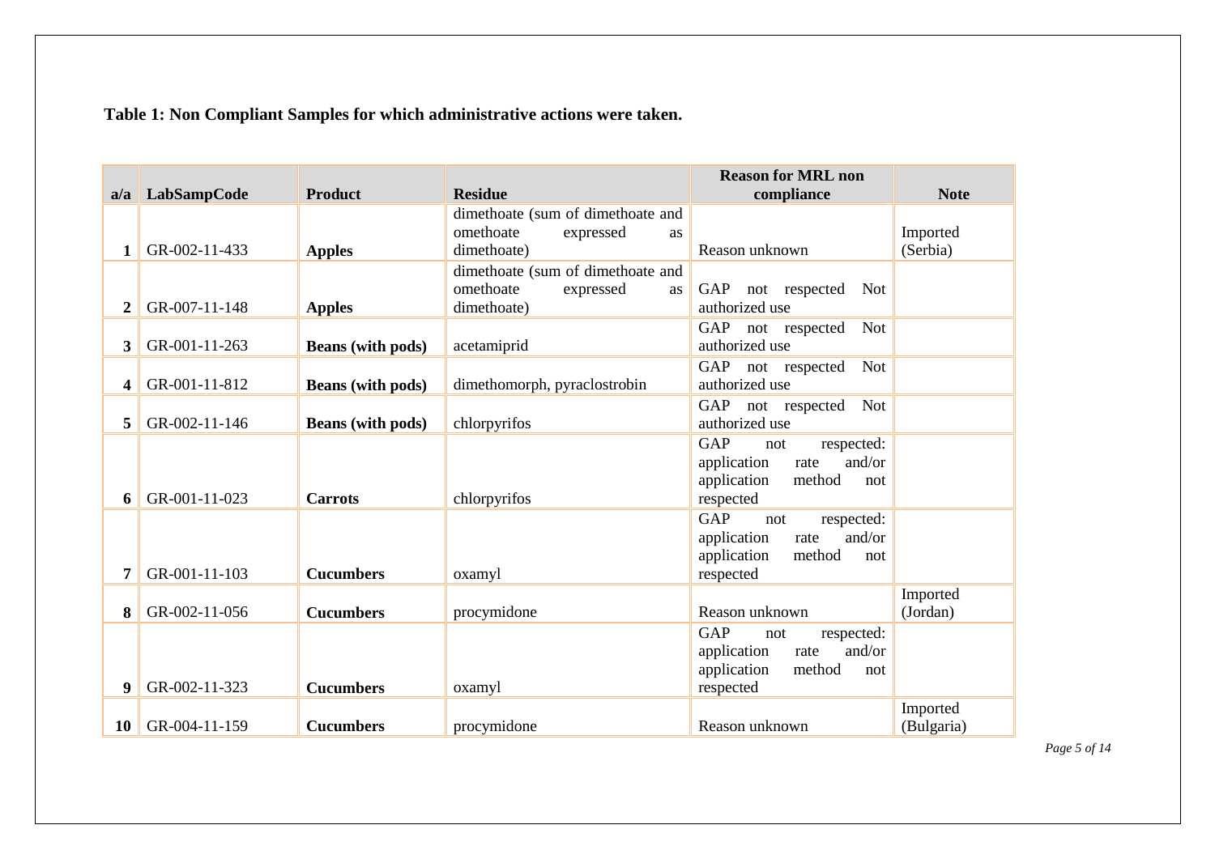**Table 1: Non Compliant Samples for which administrative actions were taken.**

| a/a | LabSampCode | Product | Residue | Reason for MRL non compliance | Note |
|---|---|---|---|---|---|
| **1** | GR-002-11-433 | **Apples** | dimethoate (sum of dimethoate and omethoate expressed as dimethoate) | Reason unknown | Imported (Serbia) |
| **2** | GR-007-11-148 | **Apples** | dimethoate (sum of dimethoate and omethoate expressed as dimethoate) | GAP not respected Not authorized use | |
| **3** | GR-001-11-263 | **Beans (with pods)** | acetamiprid | GAP not respected Not authorized use | |
| **4** | GR-001-11-812 | **Beans (with pods)** | dimethomorph, pyraclostrobin | GAP not respected Not authorized use | |
| **5** | GR-002-11-146 | **Beans (with pods)** | chlorpyrifos | GAP not respected Not authorized use | |
| **6** | GR-001-11-023 | **Carrots** | chlorpyrifos | GAP not respected: application rate and/or application method not respected | |
| **7** | GR-001-11-103 | **Cucumbers** | oxamyl | GAP not respected: application rate and/or application method not respected | |
| **8** | GR-002-11-056 | **Cucumbers** | procymidone | Reason unknown | Imported (Jordan) |
| **9** | GR-002-11-323 | **Cucumbers** | oxamyl | GAP not respected: application rate and/or application method not respected | |
| **10** | GR-004-11-159 | **Cucumbers** | procymidone | Reason unknown | Imported (Bulgaria) |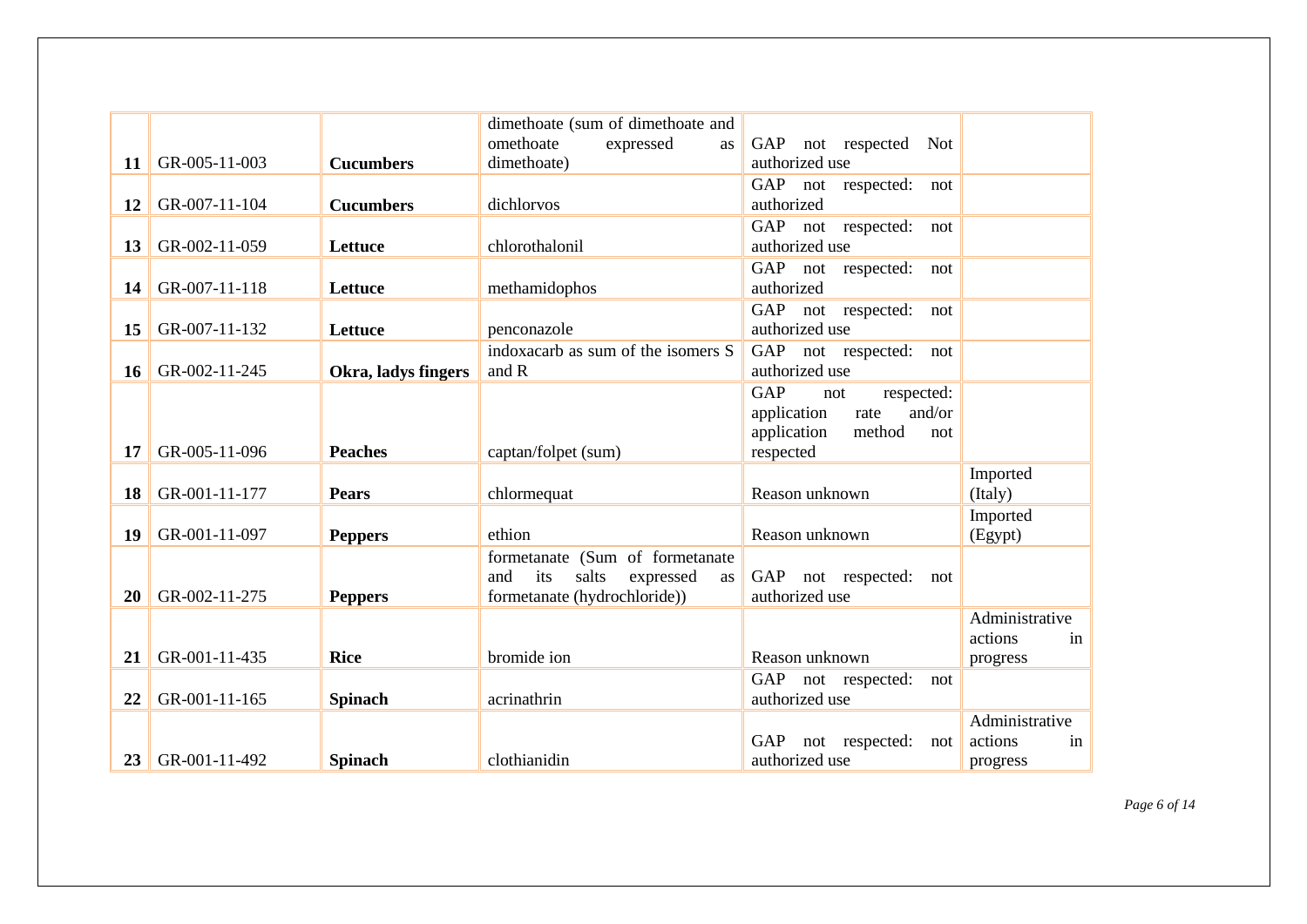| | | | | | |
|---|---|---|---|---|---|
| 11 | GR-005-11-003 | **Cucumbers** | dimethoate (sum of dimethoate and omethoate expressed as dimethoate) | GAP not respected Not authorized use | |
| 12 | GR-007-11-104 | **Cucumbers** | dichlorvos | GAP not respected: not authorized | |
| 13 | GR-002-11-059 | **Lettuce** | chlorothalonil | GAP not respected: not authorized use | |
| 14 | GR-007-11-118 | **Lettuce** | methamidophos | GAP not respected: not authorized | |
| 15 | GR-007-11-132 | **Lettuce** | penconazole | GAP not respected: not authorized use | |
| 16 | GR-002-11-245 | **Okra, ladys fingers** | indoxacarb as sum of the isomers S and R | GAP not respected: not authorized use | |
| 17 | GR-005-11-096 | **Peaches** | captan/folpet (sum) | GAP not respected: application rate and/or application method not respected | |
| 18 | GR-001-11-177 | **Pears** | chlormequat | Reason unknown | Imported (Italy) |
| 19 | GR-001-11-097 | **Peppers** | ethion | Reason unknown | Imported (Egypt) |
| 20 | GR-002-11-275 | **Peppers** | formetanate (Sum of formetanate and its salts expressed as formetanate (hydrochloride)) | GAP not respected: not authorized use | |
| 21 | GR-001-11-435 | **Rice** | bromide ion | Reason unknown | Administrative actions in progress |
| 22 | GR-001-11-165 | **Spinach** | acrinathrin | GAP not respected: not authorized use | |
| 23 | GR-001-11-492 | **Spinach** | clothianidin | GAP not respected: not authorized use | Administrative actions in progress |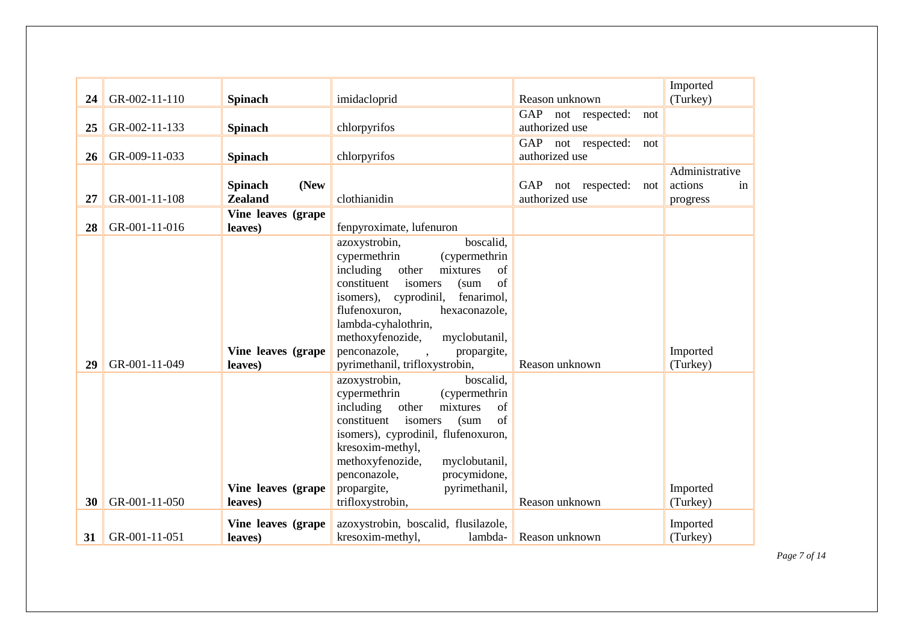| | | | | | |
|---|---|---|---|---|---|
| **24** | GR-002-11-110 | **Spinach** | imidacloprid | Reason unknown | Imported (Turkey) |
| **25** | GR-002-11-133 | **Spinach** | chlorpyrifos | GAP not respected: not authorized use | |
| **26** | GR-009-11-033 | **Spinach** | chlorpyrifos | GAP not respected: not authorized use | |
| **27** | GR-001-11-108 | **Spinach (New Zealand** | clothianidin | GAP not respected: not authorized use | Administrative actions in progress |
| **28** | GR-001-11-016 | **Vine leaves (grape leaves)** | fenpyroximate, lufenuron | | |
| **29** | GR-001-11-049 | **Vine leaves (grape leaves)** | azoxystrobin, boscalid, cypermethrin (cypermethrin including other mixtures of constituent isomers (sum of isomers), cyprodinil, fenarimol, flufenoxuron, hexaconazole, lambda-cyhalothrin, methoxyfenozide, myclobutanil, penconazole, , propargite, pyrimethanil, trifloxystrobin, | Reason unknown | Imported (Turkey) |
| **30** | GR-001-11-050 | **Vine leaves (grape leaves)** | azoxystrobin, boscalid, cypermethrin (cypermethrin including other mixtures of constituent isomers (sum of isomers), cyprodinil, flufenoxuron, kresoxim-methyl, methoxyfenozide, myclobutanil, penconazole, procymidone, propargite, pyrimethanil, trifloxystrobin, | Reason unknown | Imported (Turkey) |
| **31** | GR-001-11-051 | **Vine leaves (grape leaves)** | azoxystrobin, boscalid, flusilazole, kresoxim-methyl, lambda- | Reason unknown | Imported (Turkey) |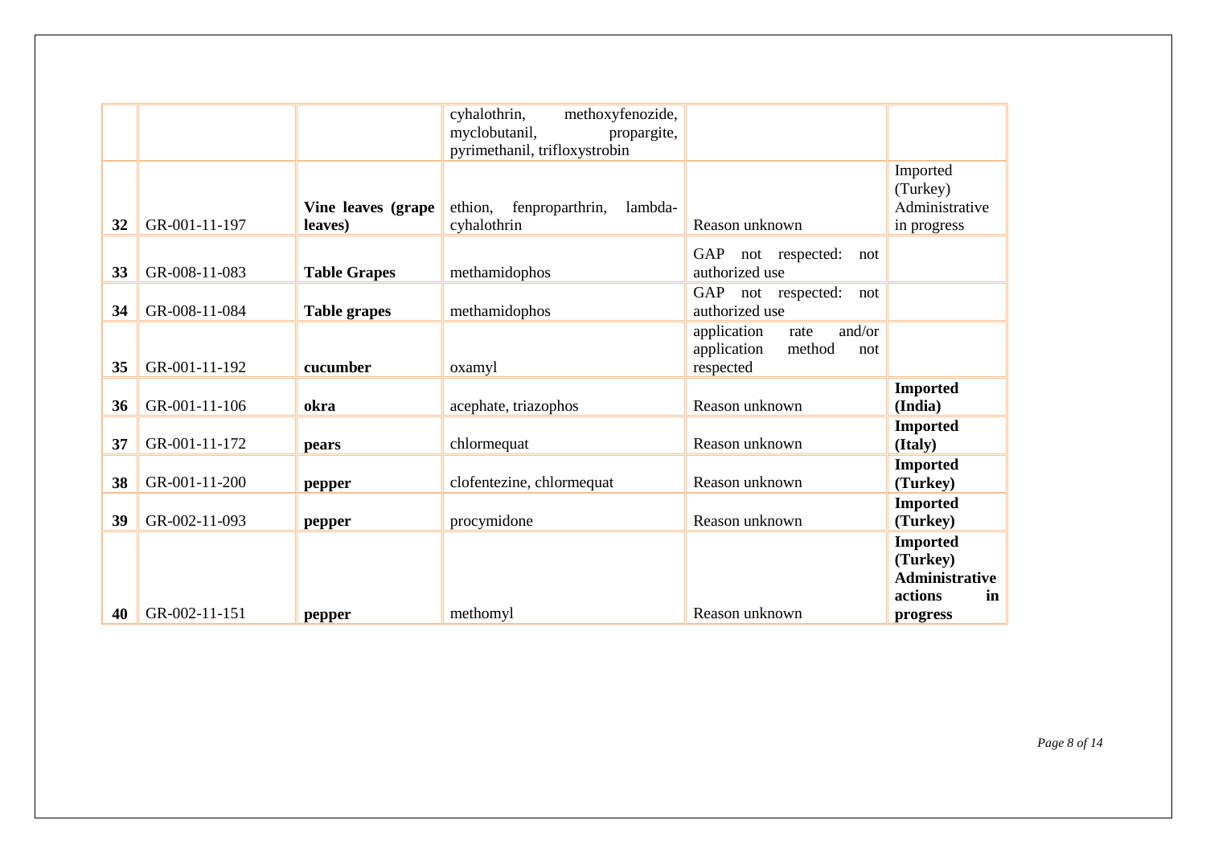| | | | | | |
|---|---|---|---|---|---|
| | | | cyhalothrin, methoxyfenozide, myclobutanil, propargite, pyrimethanil, trifloxystrobin | | |
| **32** | GR-001-11-197 | **Vine leaves (grape leaves)** | ethion, fenproparthrin, lambda-cyhalothrin | Reason unknown | Imported (Turkey) Administrative in progress |
| **33** | GR-008-11-083 | **Table Grapes** | methamidophos | GAP not respected: not authorized use | |
| **34** | GR-008-11-084 | **Table grapes** | methamidophos | GAP not respected: not authorized use | |
| **35** | GR-001-11-192 | **cucumber** | oxamyl | application rate and/or application method not respected | |
| **36** | GR-001-11-106 | **okra** | acephate, triazophos | Reason unknown | **Imported (India)** |
| **37** | GR-001-11-172 | **pears** | chlormequat | Reason unknown | **Imported (Italy)** |
| **38** | GR-001-11-200 | **pepper** | clofentezine, chlormequat | Reason unknown | **Imported (Turkey)** |
| **39** | GR-002-11-093 | **pepper** | procymidone | Reason unknown | **Imported (Turkey)** |
| **40** | GR-002-11-151 | **pepper** | methomyl | Reason unknown | **Imported (Turkey) Administrative actions in progress** |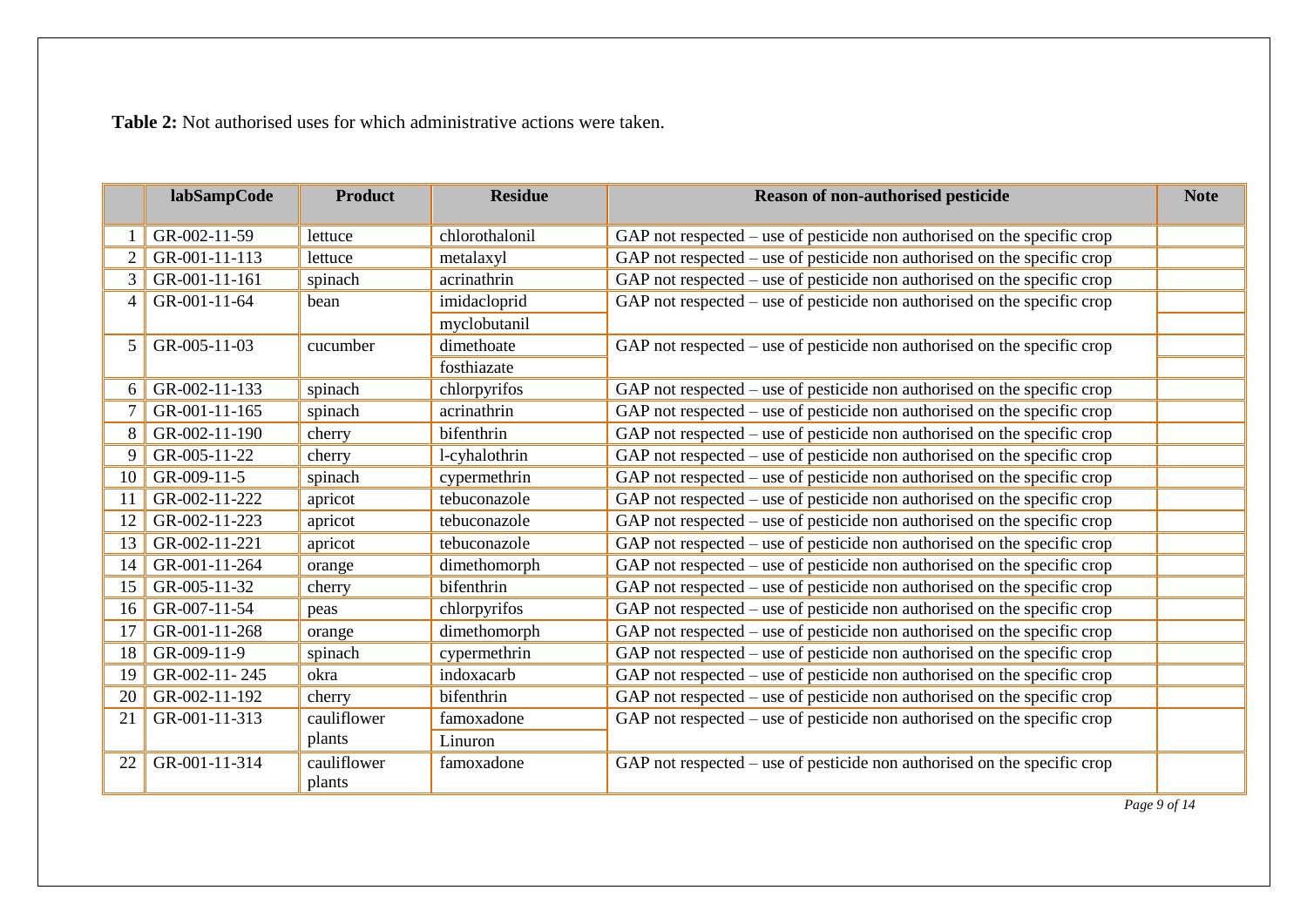**Table 2:** Not authorised uses for which administrative actions were taken.

| | labSampCode | Product | Residue | Reason of non-authorised pesticide | Note |
|---|---|---|---|---|---|
| 1 | GR-002-11-59 | lettuce | chlorothalonil | GAP not respected – use of pesticide non authorised on the specific crop | |
| 2 | GR-001-11-113 | lettuce | metalaxyl | GAP not respected – use of pesticide non authorised on the specific crop | |
| 3 | GR-001-11-161 | spinach | acrinathrin | GAP not respected – use of pesticide non authorised on the specific crop | |
| 4 | GR-001-11-64 | bean | imidacloprid | GAP not respected – use of pesticide non authorised on the specific crop | |
| | | | myclobutanil | | |
| 5 | GR-005-11-03 | cucumber | dimethoate | GAP not respected – use of pesticide non authorised on the specific crop | |
| | | | fosthiazate | | |
| 6 | GR-002-11-133 | spinach | chlorpyrifos | GAP not respected – use of pesticide non authorised on the specific crop | |
| 7 | GR-001-11-165 | spinach | acrinathrin | GAP not respected – use of pesticide non authorised on the specific crop | |
| 8 | GR-002-11-190 | cherry | bifenthrin | GAP not respected – use of pesticide non authorised on the specific crop | |
| 9 | GR-005-11-22 | cherry | l-cyhalothrin | GAP not respected – use of pesticide non authorised on the specific crop | |
| 10 | GR-009-11-5 | spinach | cypermethrin | GAP not respected – use of pesticide non authorised on the specific crop | |
| 11 | GR-002-11-222 | apricot | tebuconazole | GAP not respected – use of pesticide non authorised on the specific crop | |
| 12 | GR-002-11-223 | apricot | tebuconazole | GAP not respected – use of pesticide non authorised on the specific crop | |
| 13 | GR-002-11-221 | apricot | tebuconazole | GAP not respected – use of pesticide non authorised on the specific crop | |
| 14 | GR-001-11-264 | orange | dimethomorph | GAP not respected – use of pesticide non authorised on the specific crop | |
| 15 | GR-005-11-32 | cherry | bifenthrin | GAP not respected – use of pesticide non authorised on the specific crop | |
| 16 | GR-007-11-54 | peas | chlorpyrifos | GAP not respected – use of pesticide non authorised on the specific crop | |
| 17 | GR-001-11-268 | orange | dimethomorph | GAP not respected – use of pesticide non authorised on the specific crop | |
| 18 | GR-009-11-9 | spinach | cypermethrin | GAP not respected – use of pesticide non authorised on the specific crop | |
| 19 | GR-002-11- 245 | okra | indoxacarb | GAP not respected – use of pesticide non authorised on the specific crop | |
| 20 | GR-002-11-192 | cherry | bifenthrin | GAP not respected – use of pesticide non authorised on the specific crop | |
| 21 | GR-001-11-313 | cauliflower plants | famoxadone | GAP not respected – use of pesticide non authorised on the specific crop | |
| | | | Linuron | | |
| 22 | GR-001-11-314 | cauliflower plants | famoxadone | GAP not respected – use of pesticide non authorised on the specific crop | |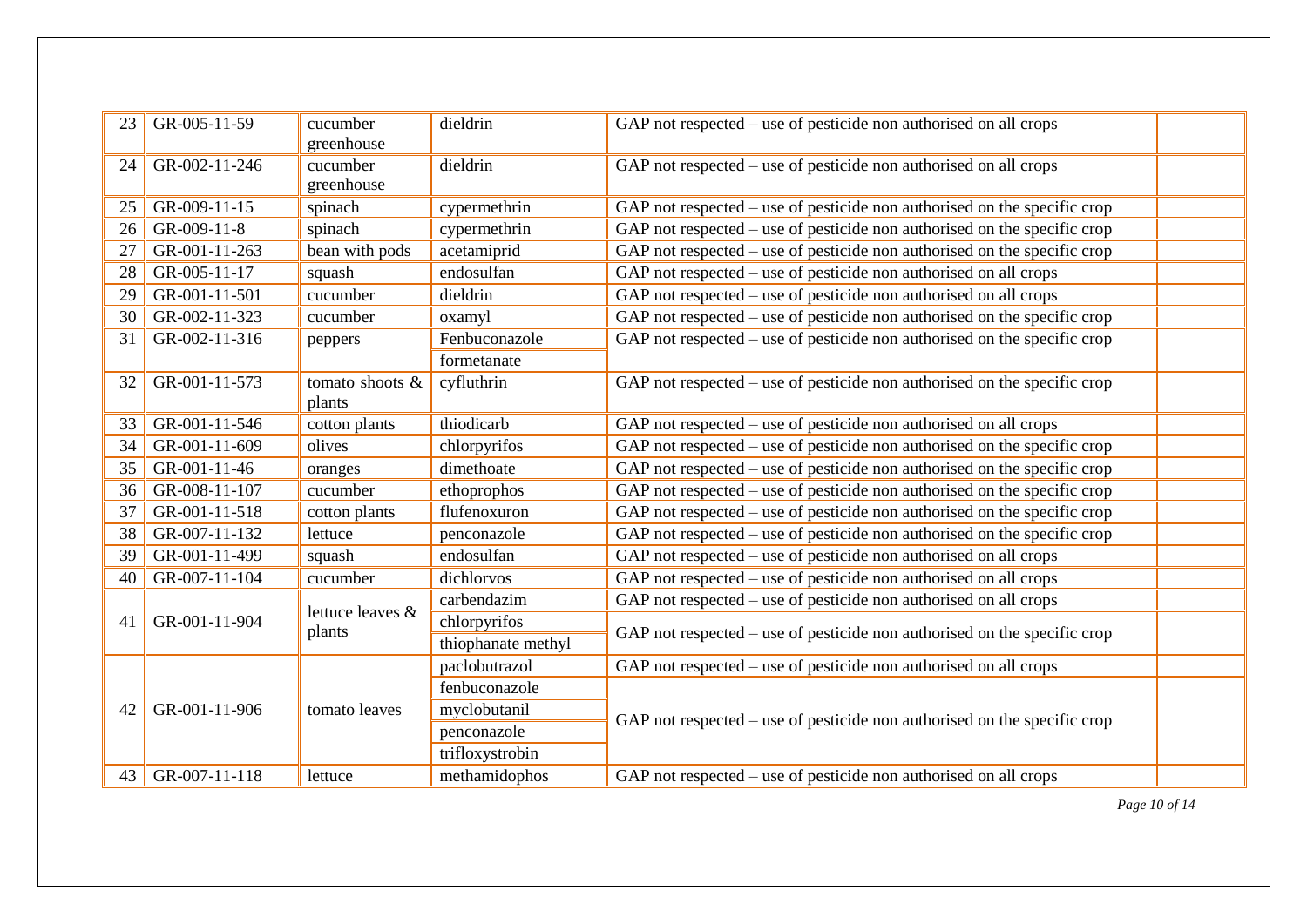| | | | | | |
|---|---|---|---|---|---|
| 23 | GR-005-11-59 | cucumber greenhouse | dieldrin | GAP not respected – use of pesticide non authorised on all crops | |
| 24 | GR-002-11-246 | cucumber greenhouse | dieldrin | GAP not respected – use of pesticide non authorised on all crops | |
| 25 | GR-009-11-15 | spinach | cypermethrin | GAP not respected – use of pesticide non authorised on the specific crop | |
| 26 | GR-009-11-8 | spinach | cypermethrin | GAP not respected – use of pesticide non authorised on the specific crop | |
| 27 | GR-001-11-263 | bean with pods | acetamiprid | GAP not respected – use of pesticide non authorised on the specific crop | |
| 28 | GR-005-11-17 | squash | endosulfan | GAP not respected – use of pesticide non authorised on all crops | |
| 29 | GR-001-11-501 | cucumber | dieldrin | GAP not respected – use of pesticide non authorised on all crops | |
| 30 | GR-002-11-323 | cucumber | oxamyl | GAP not respected – use of pesticide non authorised on the specific crop | |
| 31 | GR-002-11-316 | peppers | Fenbuconazole | GAP not respected – use of pesticide non authorised on the specific crop | |
| | | | formetanate | | |
| 32 | GR-001-11-573 | tomato shoots & plants | cyfluthrin | GAP not respected – use of pesticide non authorised on the specific crop | |
| 33 | GR-001-11-546 | cotton plants | thiodicarb | GAP not respected – use of pesticide non authorised on all crops | |
| 34 | GR-001-11-609 | olives | chlorpyrifos | GAP not respected – use of pesticide non authorised on the specific crop | |
| 35 | GR-001-11-46 | oranges | dimethoate | GAP not respected – use of pesticide non authorised on the specific crop | |
| 36 | GR-008-11-107 | cucumber | ethoprophos | GAP not respected – use of pesticide non authorised on the specific crop | |
| 37 | GR-001-11-518 | cotton plants | flufenoxuron | GAP not respected – use of pesticide non authorised on the specific crop | |
| 38 | GR-007-11-132 | lettuce | penconazole | GAP not respected – use of pesticide non authorised on the specific crop | |
| 39 | GR-001-11-499 | squash | endosulfan | GAP not respected – use of pesticide non authorised on all crops | |
| 40 | GR-007-11-104 | cucumber | dichlorvos | GAP not respected – use of pesticide non authorised on all crops | |
| 41 | GR-001-11-904 | lettuce leaves & plants | carbendazim | GAP not respected – use of pesticide non authorised on all crops | |
| | | | chlorpyrifos | GAP not respected – use of pesticide non authorised on the specific crop | |
| | | | thiophanate methyl | | |
| 42 | GR-001-11-906 | tomato leaves | paclobutrazol | GAP not respected – use of pesticide non authorised on all crops | |
| | | | fenbuconazole | GAP not respected – use of pesticide non authorised on the specific crop | |
| | | | myclobutanil | | |
| | | | penconazole | | |
| | | | trifloxystrobin | | |
| 43 | GR-007-11-118 | lettuce | methamidophos | GAP not respected – use of pesticide non authorised on all crops | |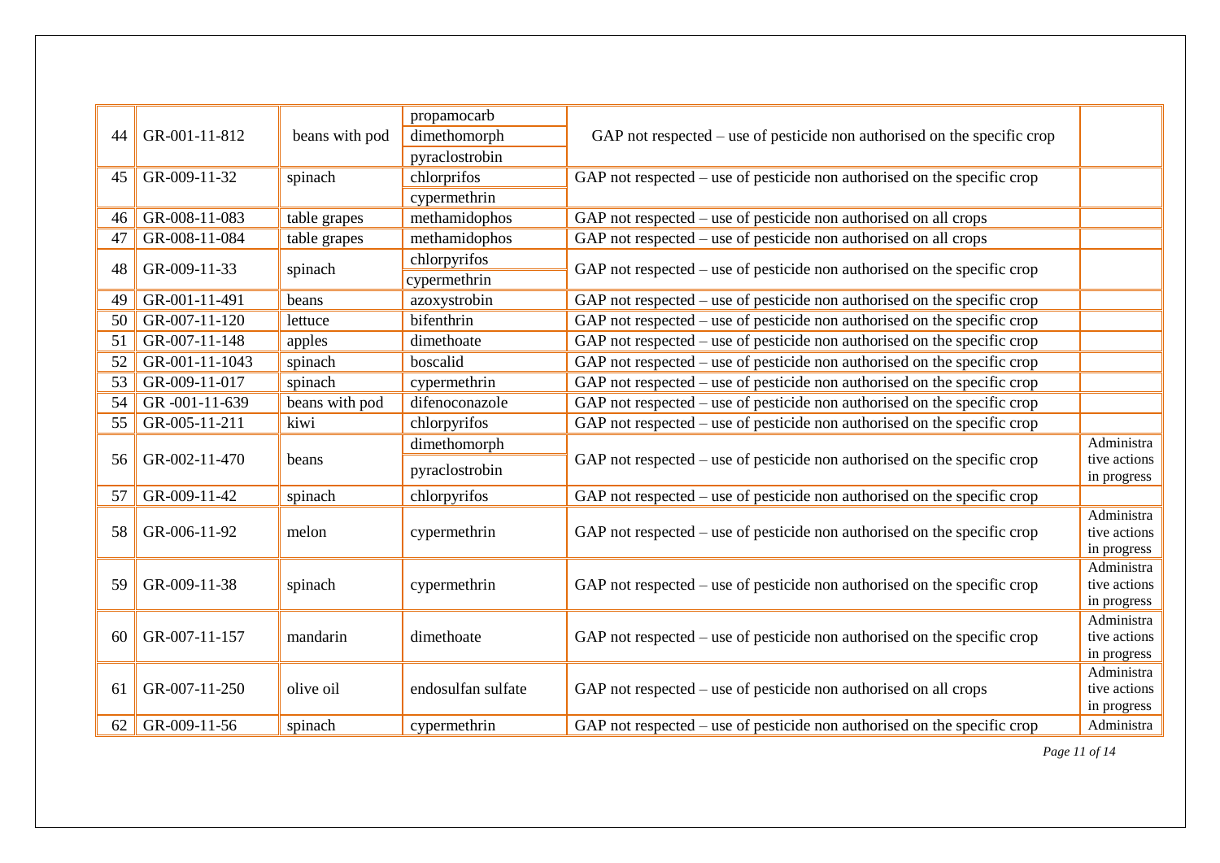| 44 | GR-001-11-812 | beans with pod | propamocarb<br>dimethomorph<br>pyraclostrobin | GAP not respected – use of pesticide non authorised on the specific crop | |
|---|---|---|---|---|---|
| 45 | GR-009-11-32 | spinach | chlorprifos<br>cypermethrin | GAP not respected – use of pesticide non authorised on the specific crop | |
| 46 | GR-008-11-083 | table grapes | methamidophos | GAP not respected – use of pesticide non authorised on all crops | |
| 47 | GR-008-11-084 | table grapes | methamidophos | GAP not respected – use of pesticide non authorised on all crops | |
| 48 | GR-009-11-33 | spinach | chlorpyrifos<br>cypermethrin | GAP not respected – use of pesticide non authorised on the specific crop | |
| 49 | GR-001-11-491 | beans | azoxystrobin | GAP not respected – use of pesticide non authorised on the specific crop | |
| 50 | GR-007-11-120 | lettuce | bifenthrin | GAP not respected – use of pesticide non authorised on the specific crop | |
| 51 | GR-007-11-148 | apples | dimethoate | GAP not respected – use of pesticide non authorised on the specific crop | |
| 52 | GR-001-11-1043 | spinach | boscalid | GAP not respected – use of pesticide non authorised on the specific crop | |
| 53 | GR-009-11-017 | spinach | cypermethrin | GAP not respected – use of pesticide non authorised on the specific crop | |
| 54 | GR -001-11-639 | beans with pod | difenoconazole | GAP not respected – use of pesticide non authorised on the specific crop | |
| 55 | GR-005-11-211 | kiwi | chlorpyrifos | GAP not respected – use of pesticide non authorised on the specific crop | |
| 56 | GR-002-11-470 | beans | dimethomorph<br>pyraclostrobin | GAP not respected – use of pesticide non authorised on the specific crop | Administrative actions in progress |
| 57 | GR-009-11-42 | spinach | chlorpyrifos | GAP not respected – use of pesticide non authorised on the specific crop | |
| 58 | GR-006-11-92 | melon | cypermethrin | GAP not respected – use of pesticide non authorised on the specific crop | Administrative actions in progress |
| 59 | GR-009-11-38 | spinach | cypermethrin | GAP not respected – use of pesticide non authorised on the specific crop | Administrative actions in progress |
| 60 | GR-007-11-157 | mandarin | dimethoate | GAP not respected – use of pesticide non authorised on the specific crop | Administrative actions in progress |
| 61 | GR-007-11-250 | olive oil | endosulfan sulfate | GAP not respected – use of pesticide non authorised on all crops | Administrative actions in progress |
| 62 | GR-009-11-56 | spinach | cypermethrin | GAP not respected – use of pesticide non authorised on the specific crop | Administra |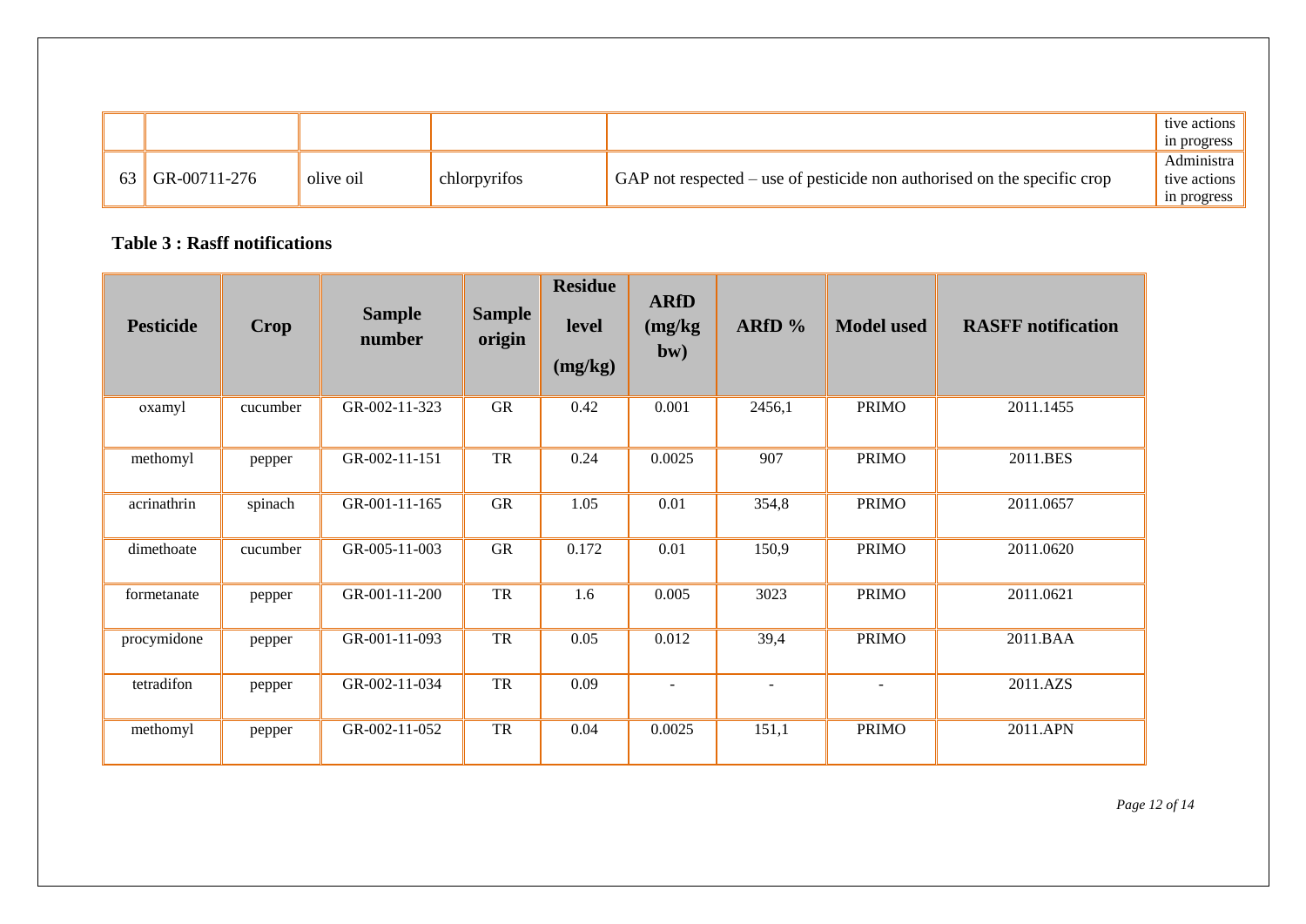| | | | | | |
|---|---|---|---|---|---|
| | | | | | tive actions in progress |
| 63 | GR-00711-276 | olive oil | chlorpyrifos | GAP not respected – use of pesticide non authorised on the specific crop | Administrative actions in progress |

**Table 3 : Rasff notifications**

| Pesticide | Crop | Sample number | Sample origin | Residue level (mg/kg) | ARfD (mg/kg bw) | ARfD % | Model used | RASFF notification |
|---|---|---|---|---|---|---|---|---|
| oxamyl | cucumber | GR-002-11-323 | GR | 0.42 | 0.001 | 2456,1 | PRIMO | 2011.1455 |
| methomyl | pepper | GR-002-11-151 | TR | 0.24 | 0.0025 | 907 | PRIMO | 2011.BES |
| acrinathrin | spinach | GR-001-11-165 | GR | 1.05 | 0.01 | 354,8 | PRIMO | 2011.0657 |
| dimethoate | cucumber | GR-005-11-003 | GR | 0.172 | 0.01 | 150,9 | PRIMO | 2011.0620 |
| formetanate | pepper | GR-001-11-200 | TR | 1.6 | 0.005 | 3023 | PRIMO | 2011.0621 |
| procymidone | pepper | GR-001-11-093 | TR | 0.05 | 0.012 | 39,4 | PRIMO | 2011.BAA |
| tetradifon | pepper | GR-002-11-034 | TR | 0.09 | - | - | - | 2011.AZS |
| methomyl | pepper | GR-002-11-052 | TR | 0.04 | 0.0025 | 151,1 | PRIMO | 2011.APN |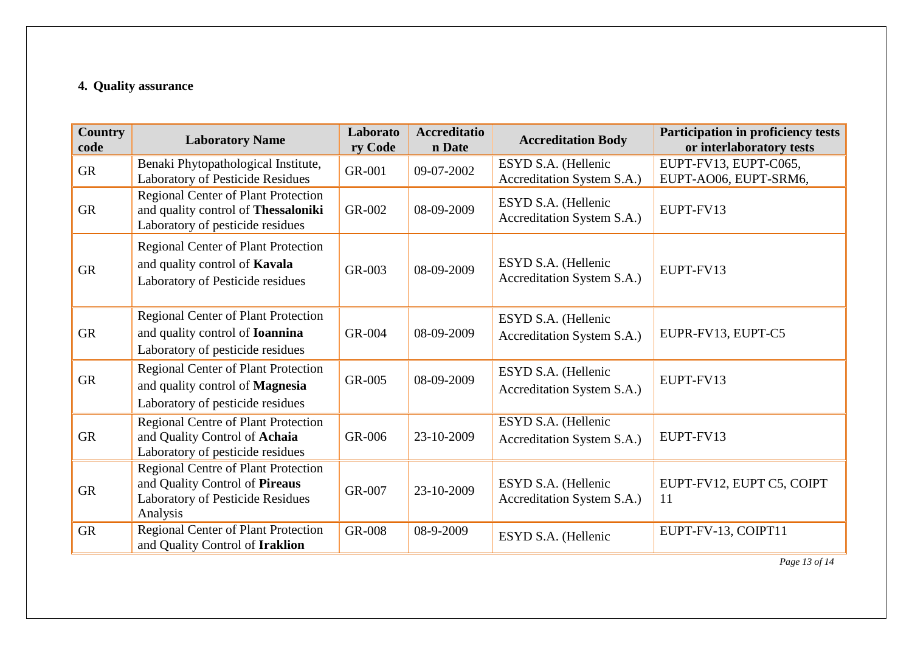#### 4. Quality assurance

| Country code | Laboratory Name | Laboratory Code | Accreditation Date | Accreditation Body | Participation in proficiency tests or interlaboratory tests |
|---|---|---|---|---|---|
| GR | Benaki Phytopathological Institute, Laboratory of Pesticide Residues | GR-001 | 09-07-2002 | ESYD S.A. (Hellenic Accreditation System S.A.) | EUPT-FV13, EUPT-C065, EUPT-AO06, EUPT-SRM6, |
| GR | Regional Center of Plant Protection and quality control of **Thessaloniki** Laboratory of pesticide residues | GR-002 | 08-09-2009 | ESYD S.A. (Hellenic Accreditation System S.A.) | EUPT-FV13 |
| GR | Regional Center of Plant Protection and quality control of **Kavala** Laboratory of Pesticide residues | GR-003 | 08-09-2009 | ESYD S.A. (Hellenic Accreditation System S.A.) | EUPT-FV13 |
| GR | Regional Center of Plant Protection and quality control of **Ioannina** Laboratory of pesticide residues | GR-004 | 08-09-2009 | ESYD S.A. (Hellenic Accreditation System S.A.) | EUPR-FV13, EUPT-C5 |
| GR | Regional Center of Plant Protection and quality control of **Magnesia** Laboratory of pesticide residues | GR-005 | 08-09-2009 | ESYD S.A. (Hellenic Accreditation System S.A.) | EUPT-FV13 |
| GR | Regional Centre of Plant Protection and Quality Control of **Achaia** Laboratory of pesticide residues | GR-006 | 23-10-2009 | ESYD S.A. (Hellenic Accreditation System S.A.) | EUPT-FV13 |
| GR | Regional Centre of Plant Protection and Quality Control of **Pireaus** Laboratory of Pesticide Residues Analysis | GR-007 | 23-10-2009 | ESYD S.A. (Hellenic Accreditation System S.A.) | EUPT-FV12, EUPT C5, COIPT 11 |
| GR | Regional Center of Plant Protection and Quality Control of **Iraklion** | GR-008 | 08-9-2009 | ESYD S.A. (Hellenic | EUPT-FV-13, COIPT11 |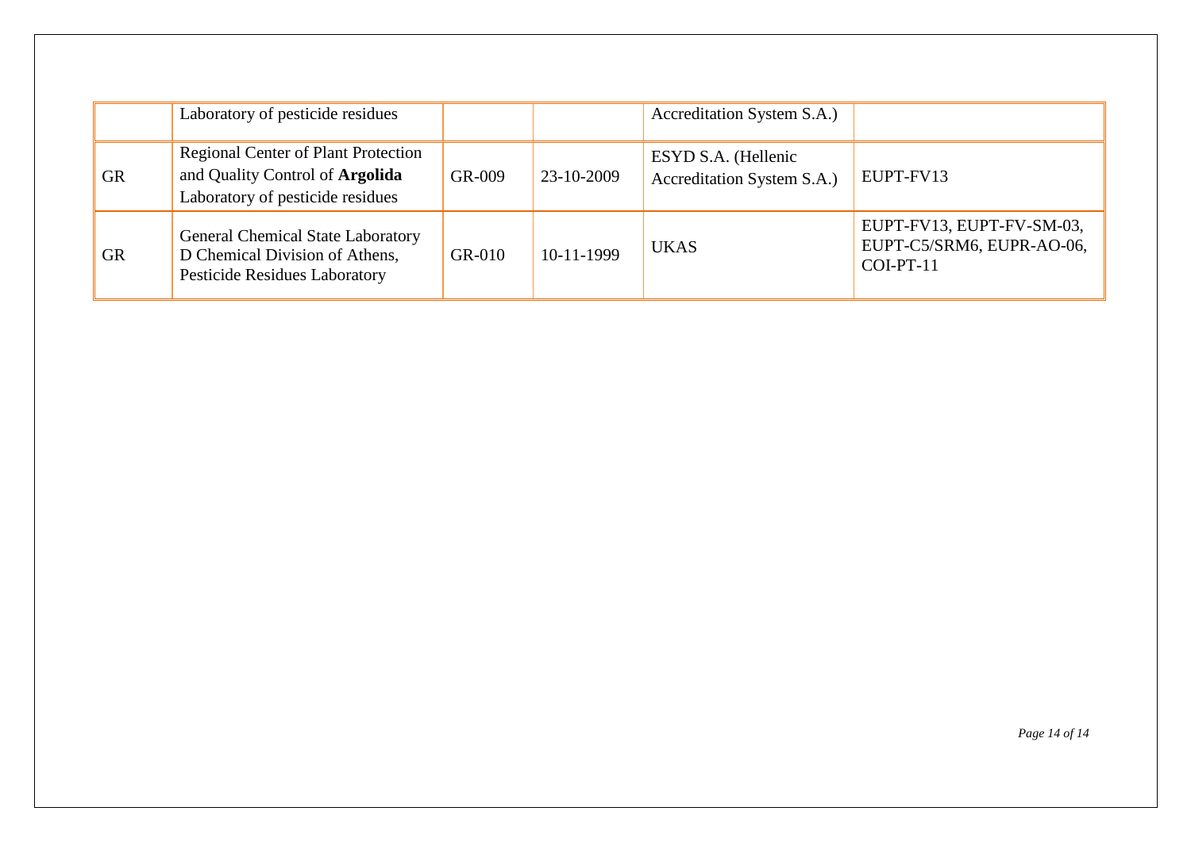| | | | | | |
|---|---|---|---|---|---|
| | Laboratory of pesticide residues | | | Accreditation System S.A.) | |
| GR | Regional Center of Plant Protection and Quality Control of **Argolida** Laboratory of pesticide residues | GR-009 | 23-10-2009 | ESYD S.A. (Hellenic Accreditation System S.A.) | EUPT-FV13 |
| GR | General Chemical State Laboratory D Chemical Division of Athens, Pesticide Residues Laboratory | GR-010 | 10-11-1999 | UKAS | EUPT-FV13, EUPT-FV-SM-03, EUPT-C5/SRM6, EUPR-AO-06, COI-PT-11 |